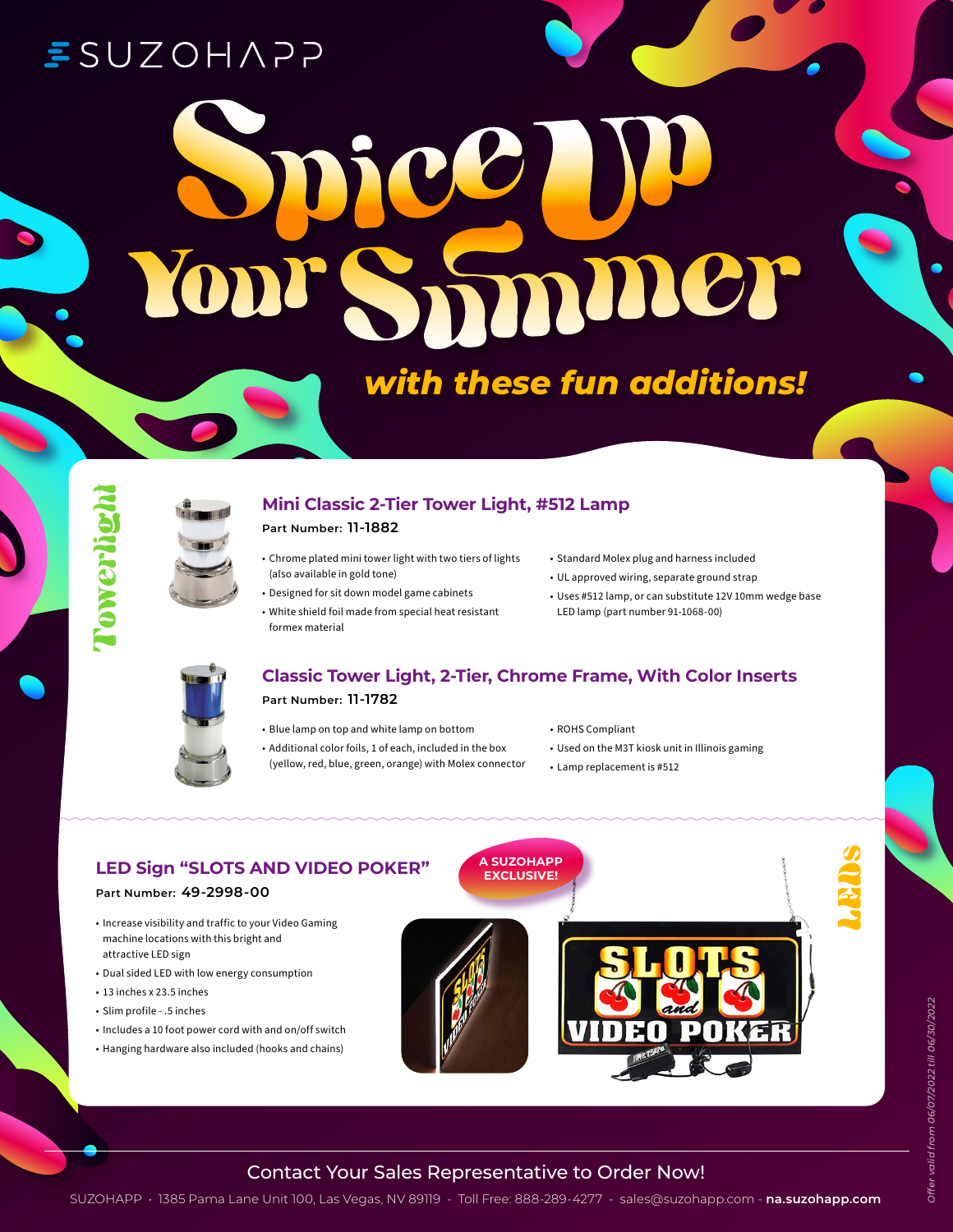SUZOHAPP

# Spice Up Your Summer

## with these fun additions!

**Towerlight**

### Mini Classic 2-Tier Tower Light, #512 Lamp

**Part Number:** 11-1882

- Chrome plated mini tower light with two tiers of lights (also available in gold tone)
- Designed for sit down model game cabinets
- White shield foil made from special heat resistant formex material
- Standard Molex plug and harness included
- UL approved wiring, separate ground strap
- Uses #512 lamp, or can substitute 12V 10mm wedge base LED lamp (part number 91-1068-00)

### Classic Tower Light, 2-Tier, Chrome Frame, With Color Inserts

**Part Number:** 11-1782

- Blue lamp on top and white lamp on bottom
- Additional color foils, 1 of each, included in the box (yellow, red, blue, green, orange) with Molex connector
- ROHS Compliant
- Used on the M3T kiosk unit in Illinois gaming
- Lamp replacement is #512

**LEDs**

### LED Sign "SLOTS AND VIDEO POKER"

**Part Number:** 49-2998-00

A SUZOHAPP EXCLUSIVE!

- Increase visibility and traffic to your Video Gaming machine locations with this bright and attractive LED sign
- Dual sided LED with low energy consumption
- 13 inches x 23.5 inches
- Slim profile - .5 inches
- Includes a 10 foot power cord with and on/off switch
- Hanging hardware also included (hooks and chains)

Contact Your Sales Representative to Order Now!

SUZOHAPP · 1385 Pama Lane Unit 100, Las Vegas, NV 89119 - Toll Free: 888-289-4277 - sales@suzohapp.com - **na.suzohapp.com**

*Offer valid from 06/07/2022 till 06/30/2022*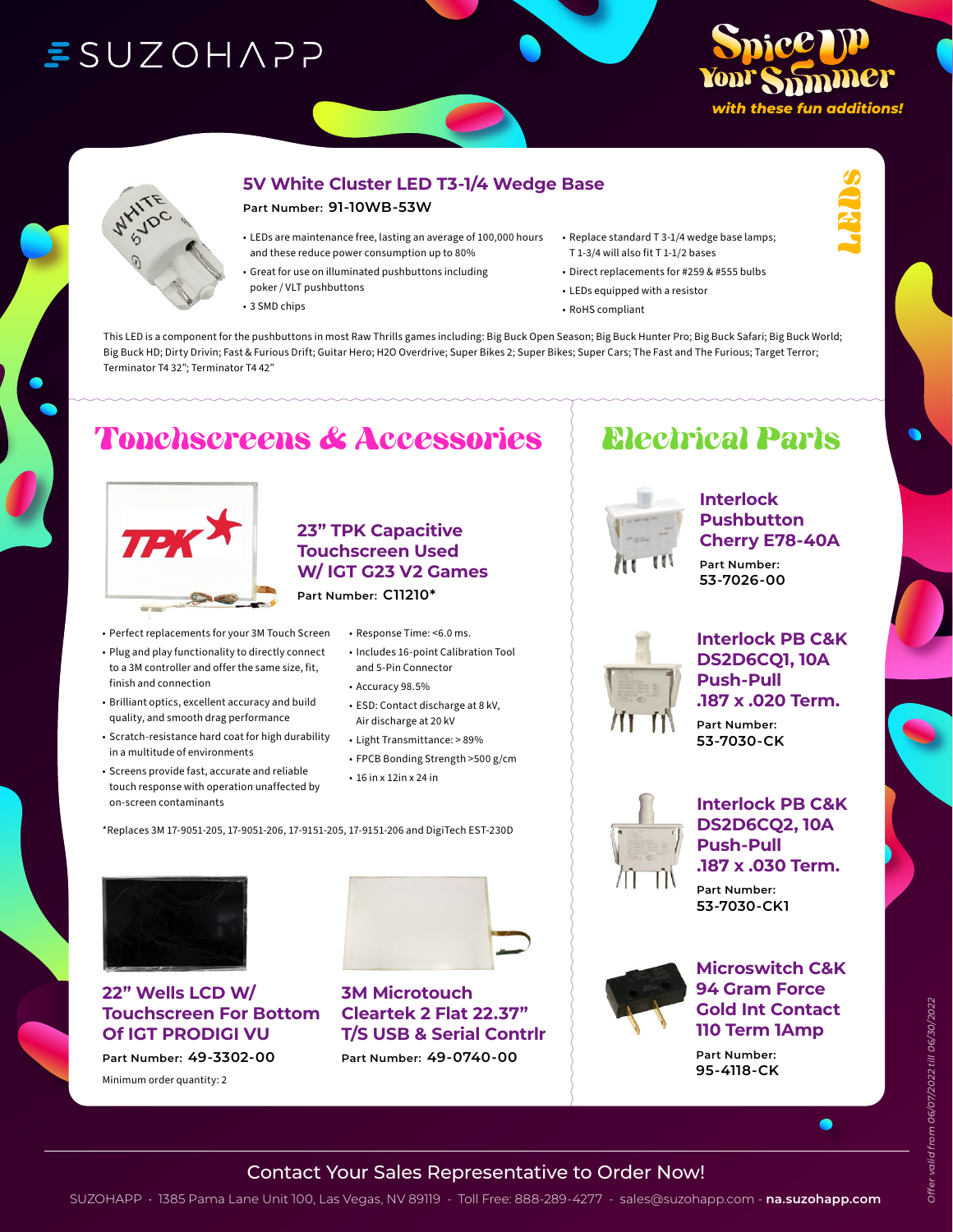SUZOHAPP

**Spice Up Your Summer** *with these fun additions!*

# LEDs

## 5V White Cluster LED T3-1/4 Wedge Base

**Part Number:** 91-10WB-53W

- LEDs are maintenance free, lasting an average of 100,000 hours and these reduce power consumption up to 80%
- Great for use on illuminated pushbuttons including poker / VLT pushbuttons
- 3 SMD chips
- Replace standard T 3-1/4 wedge base lamps; T 1-3/4 will also fit T 1-1/2 bases
- Direct replacements for #259 & #555 bulbs
- LEDs equipped with a resistor
- RoHS compliant

This LED is a component for the pushbuttons in most Raw Thrills games including: Big Buck Open Season; Big Buck Hunter Pro; Big Buck Safari; Big Buck World; Big Buck HD; Dirty Drivin; Fast & Furious Drift; Guitar Hero; H2O Overdrive; Super Bikes 2; Super Bikes; Super Cars; The Fast and The Furious; Target Terror; Terminator T4 32"; Terminator T4 42"

# Touchscreens & Accessories

## 23" TPK Capacitive Touchscreen Used W/ IGT G23 V2 Games

**Part Number:** C11210*

- Perfect replacements for your 3M Touch Screen
- Plug and play functionality to directly connect to a 3M controller and offer the same size, fit, finish and connection
- Brilliant optics, excellent accuracy and build quality, and smooth drag performance
- Scratch-resistance hard coat for high durability in a multitude of environments
- Screens provide fast, accurate and reliable touch response with operation unaffected by on-screen contaminants
- Response Time: <6.0 ms.
- Includes 16-point Calibration Tool and 5-Pin Connector
- Accuracy 98.5%
- ESD: Contact discharge at 8 kV, Air discharge at 20 kV
- Light Transmittance: > 89%
- FPCB Bonding Strength >500 g/cm
- 16 in x 12in x 24 in

*Replaces 3M 17-9051-205, 17-9051-206, 17-9151-205, 17-9151-206 and DigiTech EST-230D

## 22" Wells LCD W/ Touchscreen For Bottom Of IGT PRODIGI VU

**Part Number:** 49-3302-00

Minimum order quantity: 2

## 3M Microtouch Cleartek 2 Flat 22.37" T/S USB & Serial Contrlr

**Part Number:** 49-0740-00

# Electrical Parts

## Interlock Pushbutton Cherry E78-40A

**Part Number:** 53-7026-00

## Interlock PB C&K DS2D6CQ1, 10A Push-Pull .187 x .020 Term.

**Part Number:** 53-7030-CK

## Interlock PB C&K DS2D6CQ2, 10A Push-Pull .187 x .030 Term.

**Part Number:** 53-7030-CK1

## Microswitch C&K 94 Gram Force Gold Int Contact 110 Term 1Amp

**Part Number:** 95-4118-CK

*Offer valid from 06/07/2022 till 06/30/2022*

Contact Your Sales Representative to Order Now!

SUZOHAPP · 1385 Pama Lane Unit 100, Las Vegas, NV 89119 - Toll Free: 888-289-4277 - sales@suzohapp.com - **na.suzohapp.com**